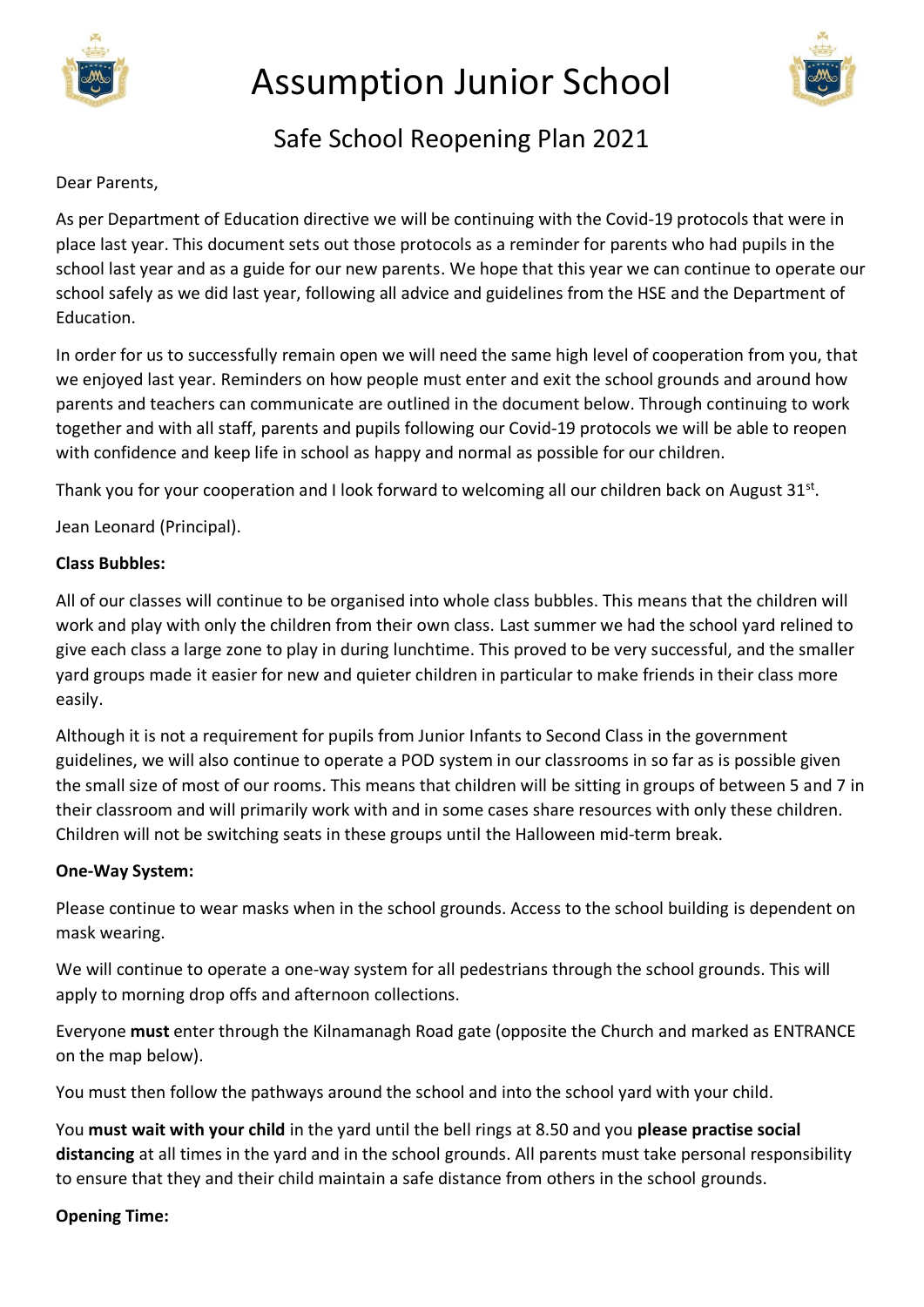# Assumption Junior School

## Safe School Reopening Plan 2021

Dear Parents,

As per Department of Education directive we will be continuing with the Covid-19 protocols that were in place last year. This document sets out those protocols as a reminder for parents who had pupils in the school last year and as a guide for our new parents. We hope that this year we can continue to operate our school safely as we did last year, following all advice and guidelines from the HSE and the Department of Education.

In order for us to successfully remain open we will need the same high level of cooperation from you, that we enjoyed last year. Reminders on how people must enter and exit the school grounds and around how parents and teachers can communicate are outlined in the document below. Through continuing to work together and with all staff, parents and pupils following our Covid-19 protocols we will be able to reopen with confidence and keep life in school as happy and normal as possible for our children.

Thank you for your cooperation and I look forward to welcoming all our children back on August 31st.

Jean Leonard (Principal).

**Class Bubbles:**

All of our classes will continue to be organised into whole class bubbles. This means that the children will work and play with only the children from their own class. Last summer we had the school yard relined to give each class a large zone to play in during lunchtime. This proved to be very successful, and the smaller yard groups made it easier for new and quieter children in particular to make friends in their class more easily.

Although it is not a requirement for pupils from Junior Infants to Second Class in the government guidelines, we will also continue to operate a POD system in our classrooms in so far as is possible given the small size of most of our rooms. This means that children will be sitting in groups of between 5 and 7 in their classroom and will primarily work with and in some cases share resources with only these children. Children will not be switching seats in these groups until the Halloween mid-term break.

**One-Way System:**

Please continue to wear masks when in the school grounds. Access to the school building is dependent on mask wearing.

We will continue to operate a one-way system for all pedestrians through the school grounds. This will apply to morning drop offs and afternoon collections.

Everyone **must** enter through the Kilnamanagh Road gate (opposite the Church and marked as ENTRANCE on the map below).

You must then follow the pathways around the school and into the school yard with your child.

You **must wait with your child** in the yard until the bell rings at 8.50 and you **please practise social distancing** at all times in the yard and in the school grounds. All parents must take personal responsibility to ensure that they and their child maintain a safe distance from others in the school grounds.

**Opening Time:**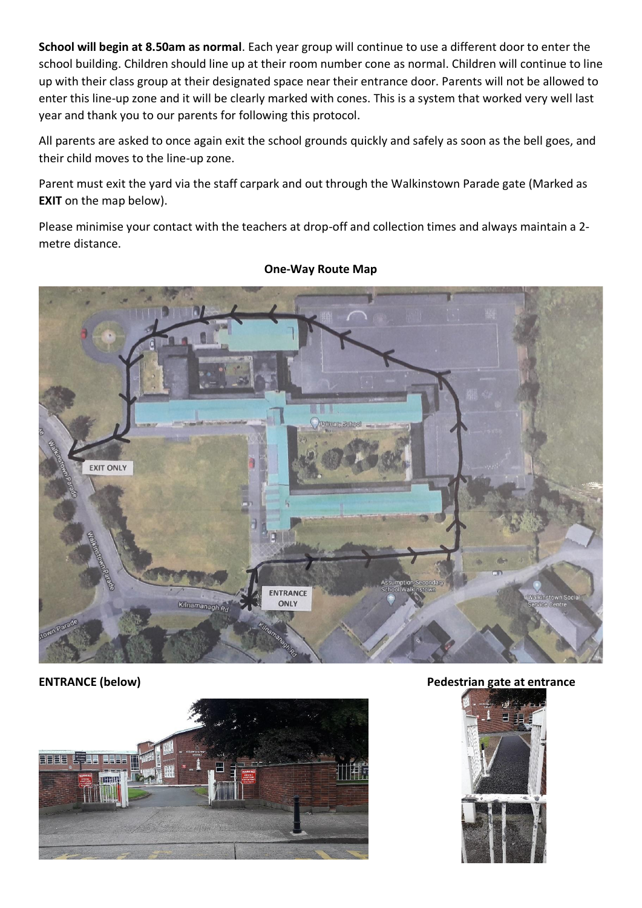**School will begin at 8.50am as normal**. Each year group will continue to use a different door to enter the school building. Children should line up at their room number cone as normal. Children will continue to line up with their class group at their designated space near their entrance door. Parents will not be allowed to enter this line-up zone and it will be clearly marked with cones. This is a system that worked very well last year and thank you to our parents for following this protocol.

All parents are asked to once again exit the school grounds quickly and safely as soon as the bell goes, and their child moves to the line-up zone.

Parent must exit the yard via the staff carpark and out through the Walkinstown Parade gate (Marked as **EXIT** on the map below).

Please minimise your contact with the teachers at drop-off and collection times and always maintain a 2-metre distance.

**One-Way Route Map**

**ENTRANCE (below)**

**Pedestrian gate at entrance**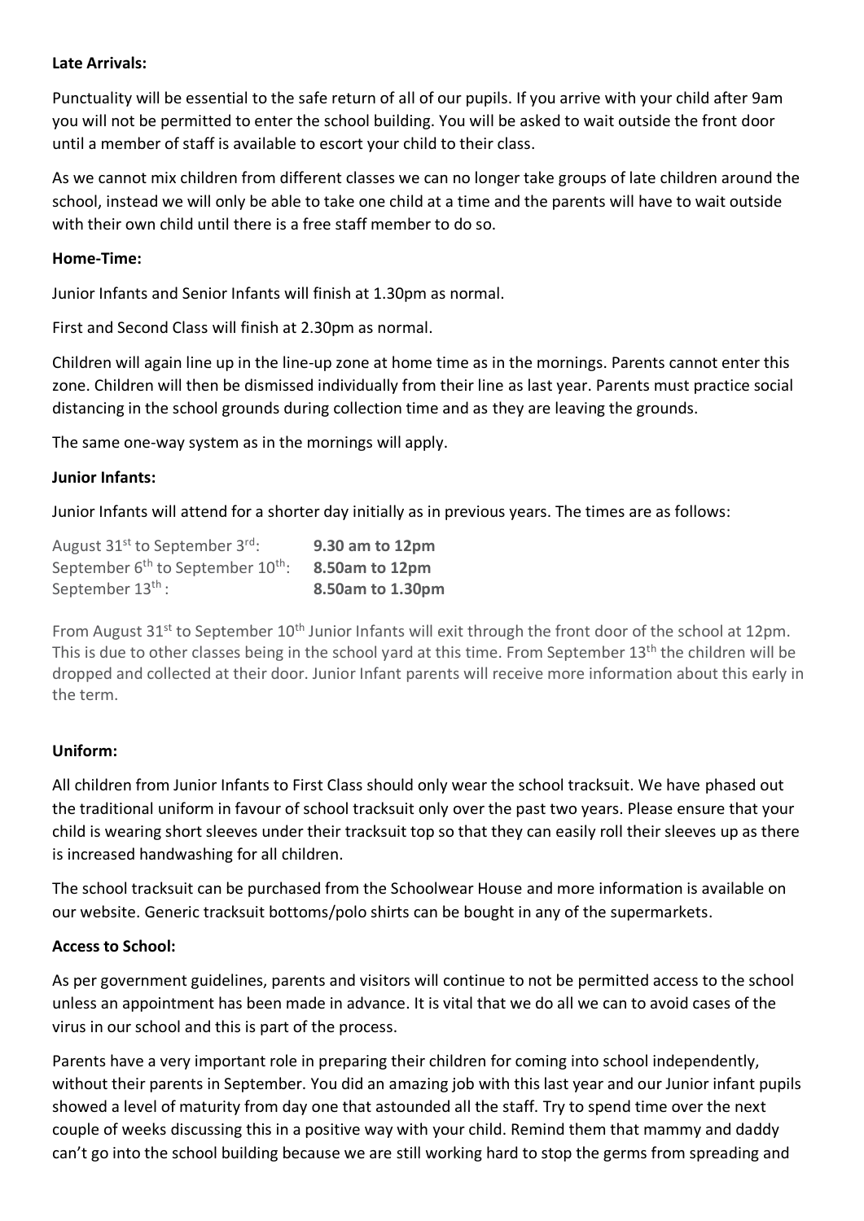**Late Arrivals:**

Punctuality will be essential to the safe return of all of our pupils. If you arrive with your child after 9am you will not be permitted to enter the school building. You will be asked to wait outside the front door until a member of staff is available to escort your child to their class.

As we cannot mix children from different classes we can no longer take groups of late children around the school, instead we will only be able to take one child at a time and the parents will have to wait outside with their own child until there is a free staff member to do so.

**Home-Time:**

Junior Infants and Senior Infants will finish at 1.30pm as normal.

First and Second Class will finish at 2.30pm as normal.

Children will again line up in the line-up zone at home time as in the mornings. Parents cannot enter this zone. Children will then be dismissed individually from their line as last year. Parents must practice social distancing in the school grounds during collection time and as they are leaving the grounds.

The same one-way system as in the mornings will apply.

**Junior Infants:**

Junior Infants will attend for a shorter day initially as in previous years. The times are as follows:

| | |
|---|---|
| August 31st to September 3rd: | **9.30 am to 12pm** |
| September 6th to September 10th: | **8.50am to 12pm** |
| September 13th : | **8.50am to 1.30pm** |

From August 31st to September 10th Junior Infants will exit through the front door of the school at 12pm. This is due to other classes being in the school yard at this time. From September 13th the children will be dropped and collected at their door. Junior Infant parents will receive more information about this early in the term.

**Uniform:**

All children from Junior Infants to First Class should only wear the school tracksuit. We have phased out the traditional uniform in favour of school tracksuit only over the past two years. Please ensure that your child is wearing short sleeves under their tracksuit top so that they can easily roll their sleeves up as there is increased handwashing for all children.

The school tracksuit can be purchased from the Schoolwear House and more information is available on our website. Generic tracksuit bottoms/polo shirts can be bought in any of the supermarkets.

**Access to School:**

As per government guidelines, parents and visitors will continue to not be permitted access to the school unless an appointment has been made in advance. It is vital that we do all we can to avoid cases of the virus in our school and this is part of the process.

Parents have a very important role in preparing their children for coming into school independently, without their parents in September. You did an amazing job with this last year and our Junior infant pupils showed a level of maturity from day one that astounded all the staff. Try to spend time over the next couple of weeks discussing this in a positive way with your child. Remind them that mammy and daddy can't go into the school building because we are still working hard to stop the germs from spreading and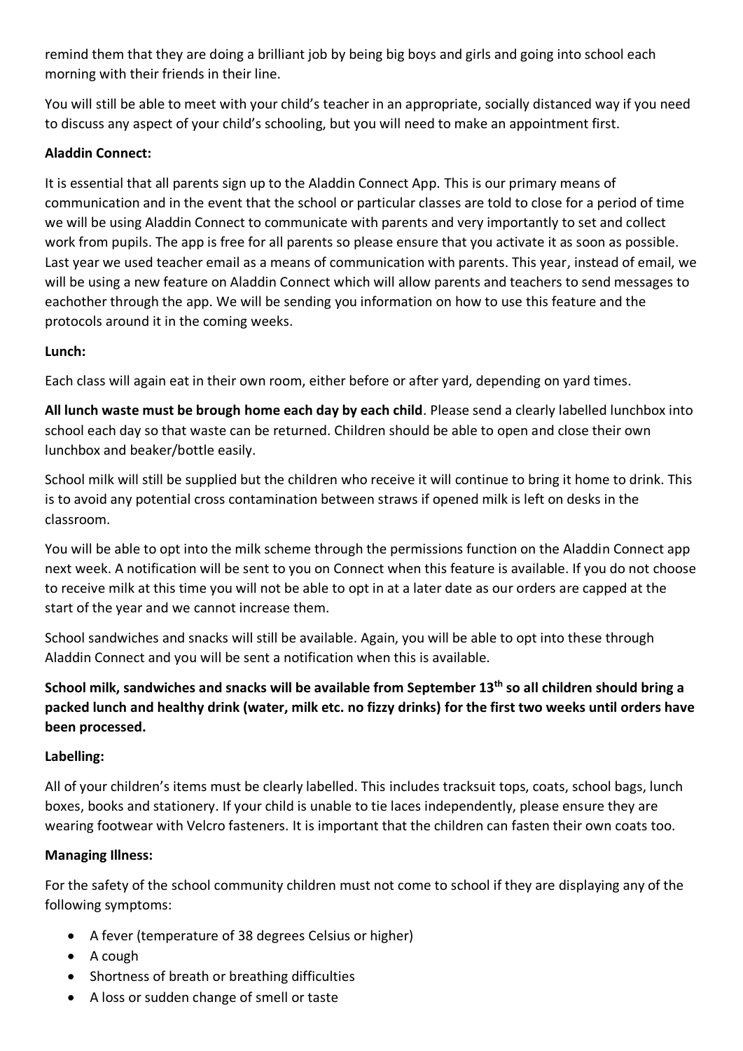remind them that they are doing a brilliant job by being big boys and girls and going into school each morning with their friends in their line.

You will still be able to meet with your child's teacher in an appropriate, socially distanced way if you need to discuss any aspect of your child's schooling, but you will need to make an appointment first.

**Aladdin Connect:**

It is essential that all parents sign up to the Aladdin Connect App. This is our primary means of communication and in the event that the school or particular classes are told to close for a period of time we will be using Aladdin Connect to communicate with parents and very importantly to set and collect work from pupils. The app is free for all parents so please ensure that you activate it as soon as possible. Last year we used teacher email as a means of communication with parents. This year, instead of email, we will be using a new feature on Aladdin Connect which will allow parents and teachers to send messages to eachother through the app. We will be sending you information on how to use this feature and the protocols around it in the coming weeks.

**Lunch:**

Each class will again eat in their own room, either before or after yard, depending on yard times.

**All lunch waste must be brough home each day by each child**. Please send a clearly labelled lunchbox into school each day so that waste can be returned. Children should be able to open and close their own lunchbox and beaker/bottle easily.

School milk will still be supplied but the children who receive it will continue to bring it home to drink. This is to avoid any potential cross contamination between straws if opened milk is left on desks in the classroom.

You will be able to opt into the milk scheme through the permissions function on the Aladdin Connect app next week. A notification will be sent to you on Connect when this feature is available. If you do not choose to receive milk at this time you will not be able to opt in at a later date as our orders are capped at the start of the year and we cannot increase them.

School sandwiches and snacks will still be available. Again, you will be able to opt into these through Aladdin Connect and you will be sent a notification when this is available.

**School milk, sandwiches and snacks will be available from September 13th so all children should bring a packed lunch and healthy drink (water, milk etc. no fizzy drinks) for the first two weeks until orders have been processed.**

**Labelling:**

All of your children's items must be clearly labelled. This includes tracksuit tops, coats, school bags, lunch boxes, books and stationery. If your child is unable to tie laces independently, please ensure they are wearing footwear with Velcro fasteners. It is important that the children can fasten their own coats too.

**Managing Illness:**

For the safety of the school community children must not come to school if they are displaying any of the following symptoms:

- A fever (temperature of 38 degrees Celsius or higher)
- A cough
- Shortness of breath or breathing difficulties
- A loss or sudden change of smell or taste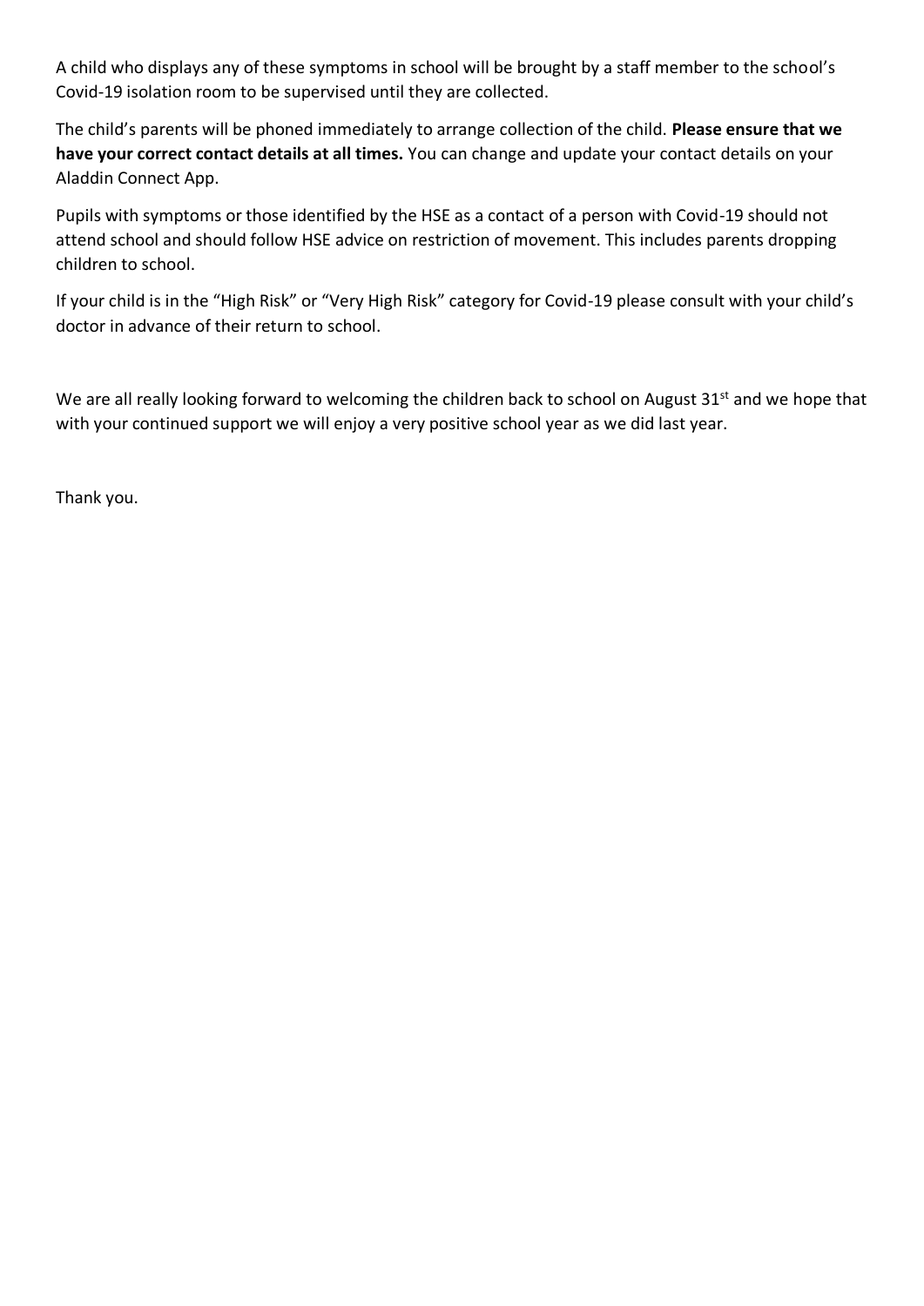A child who displays any of these symptoms in school will be brought by a staff member to the school's Covid-19 isolation room to be supervised until they are collected.

The child's parents will be phoned immediately to arrange collection of the child. **Please ensure that we have your correct contact details at all times.** You can change and update your contact details on your Aladdin Connect App.

Pupils with symptoms or those identified by the HSE as a contact of a person with Covid-19 should not attend school and should follow HSE advice on restriction of movement. This includes parents dropping children to school.

If your child is in the "High Risk" or "Very High Risk" category for Covid-19 please consult with your child's doctor in advance of their return to school.

We are all really looking forward to welcoming the children back to school on August 31st and we hope that with your continued support we will enjoy a very positive school year as we did last year.

Thank you.